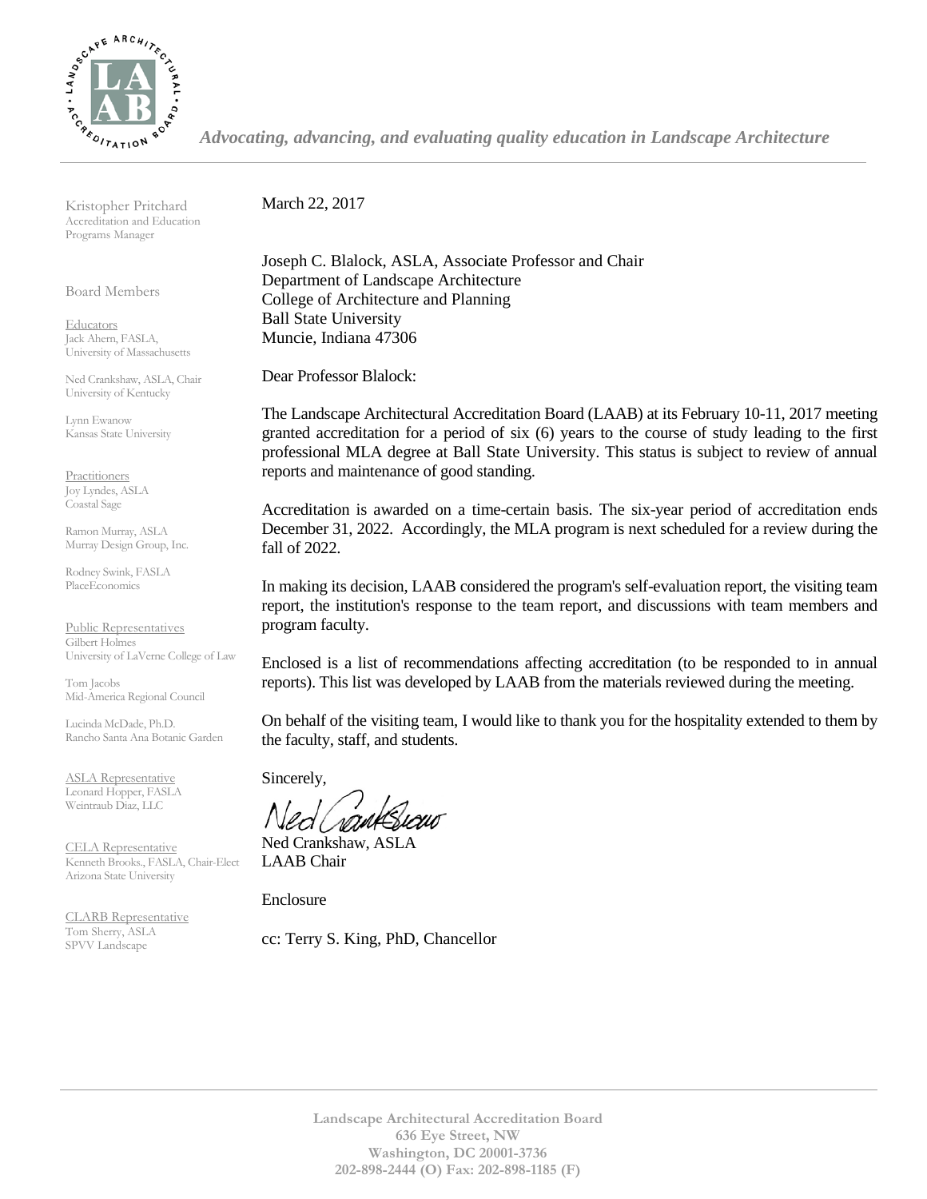*Advocating, advancing, and evaluating quality education in Landscape Architecture*

Kristopher Pritchard
Accreditation and Education Programs Manager

Board Members

Educators
Jack Ahern, FASLA, University of Massachusetts

Ned Crankshaw, ASLA, Chair
University of Kentucky

Lynn Ewanow
Kansas State University

Practitioners
Joy Lyndes, ASLA
Coastal Sage

Ramon Murray, ASLA
Murray Design Group, Inc.

Rodney Swink, FASLA
PlaceEconomics

Public Representatives
Gilbert Holmes
University of LaVerne College of Law

Tom Jacobs
Mid-America Regional Council

Lucinda McDade, Ph.D.
Rancho Santa Ana Botanic Garden

ASLA Representative
Leonard Hopper, FASLA
Weintraub Diaz, LLC

CELA Representative
Kenneth Brooks., FASLA, Chair-Elect
Arizona State University

CLARB Representative
Tom Sherry, ASLA
SPVV Landscape

March 22, 2017

Joseph C. Blalock, ASLA, Associate Professor and Chair
Department of Landscape Architecture
College of Architecture and Planning
Ball State University
Muncie, Indiana 47306

Dear Professor Blalock:

The Landscape Architectural Accreditation Board (LAAB) at its February 10-11, 2017 meeting granted accreditation for a period of six (6) years to the course of study leading to the first professional MLA degree at Ball State University. This status is subject to review of annual reports and maintenance of good standing.

Accreditation is awarded on a time-certain basis. The six-year period of accreditation ends December 31, 2022. Accordingly, the MLA program is next scheduled for a review during the fall of 2022.

In making its decision, LAAB considered the program's self-evaluation report, the visiting team report, the institution's response to the team report, and discussions with team members and program faculty.

Enclosed is a list of recommendations affecting accreditation (to be responded to in annual reports). This list was developed by LAAB from the materials reviewed during the meeting.

On behalf of the visiting team, I would like to thank you for the hospitality extended to them by the faculty, staff, and students.

Sincerely,

Ned Crankshaw

Ned Crankshaw, ASLA
LAAB Chair

Enclosure

cc: Terry S. King, PhD, Chancellor

**Landscape Architectural Accreditation Board**
**636 Eye Street, NW**
**Washington, DC 20001-3736**
**202-898-2444 (O) Fax: 202-898-1185 (F)**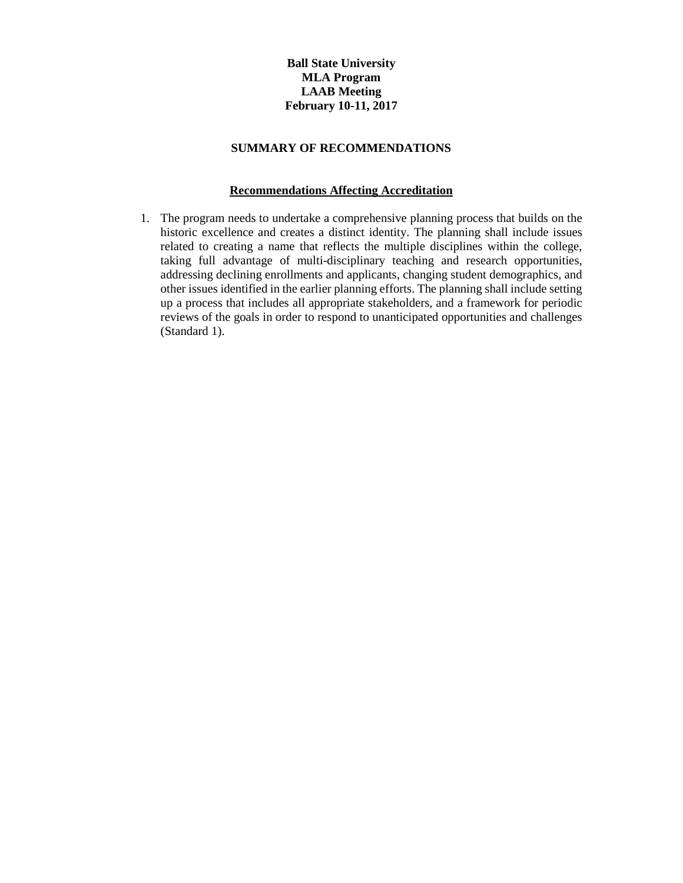**Ball State University**
**MLA Program**
**LAAB Meeting**
**February 10-11, 2017**

**SUMMARY OF RECOMMENDATIONS**

**Recommendations Affecting Accreditation**

1. The program needs to undertake a comprehensive planning process that builds on the historic excellence and creates a distinct identity. The planning shall include issues related to creating a name that reflects the multiple disciplines within the college, taking full advantage of multi-disciplinary teaching and research opportunities, addressing declining enrollments and applicants, changing student demographics, and other issues identified in the earlier planning efforts. The planning shall include setting up a process that includes all appropriate stakeholders, and a framework for periodic reviews of the goals in order to respond to unanticipated opportunities and challenges (Standard 1).